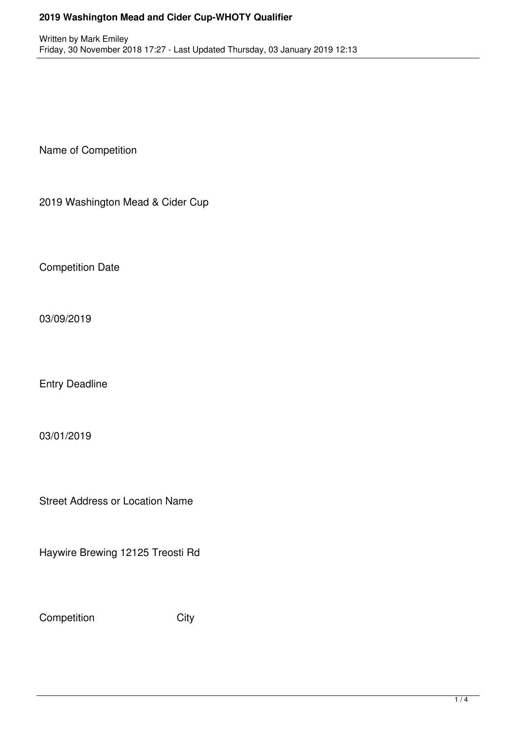# 2019 Washington Mead and Cider Cup-WHOTY Qualifier

Written by Mark Emiley
Friday, 30 November 2018 17:27 - Last Updated Thursday, 03 January 2019 12:13

Name of Competition

2019 Washington Mead & Cider Cup

Competition Date

03/09/2019

Entry Deadline

03/01/2019

Street Address or Location Name

Haywire Brewing 12125 Treosti Rd

Competition City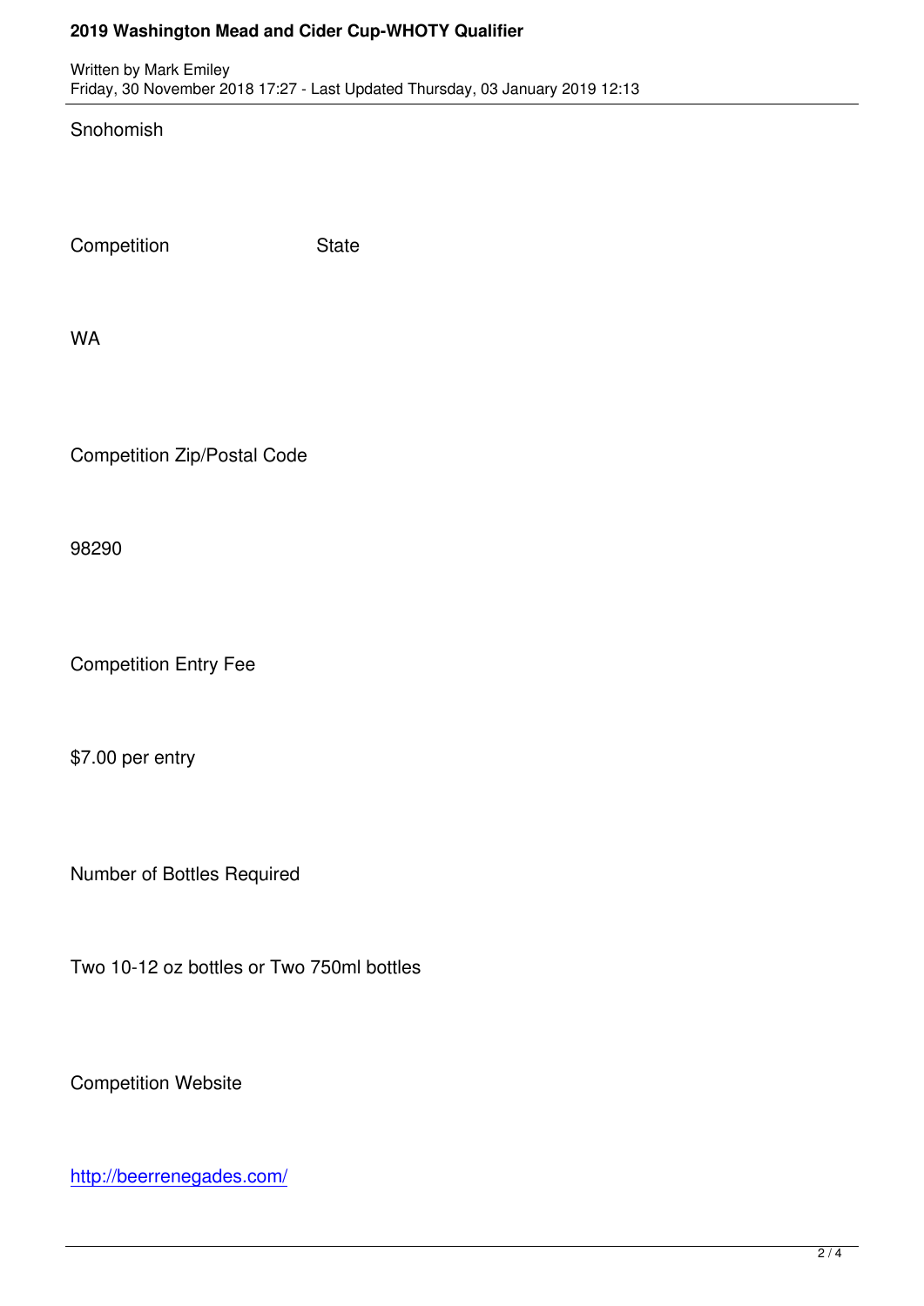Snohomish

Competition State

WA

Competition Zip/Postal Code

98290

Competition Entry Fee

$7.00 per entry

Number of Bottles Required

Two 10-12 oz bottles or Two 750ml bottles

Competition Website

[http://beerrenegades.com/](http://beerrenegades.com/)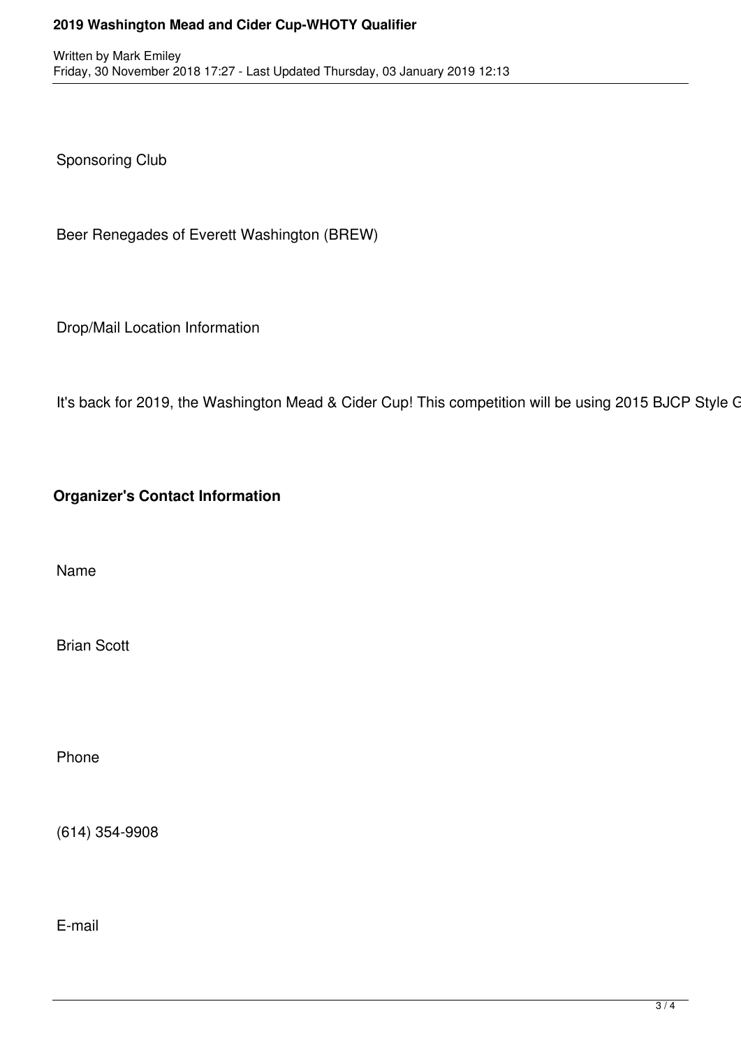Sponsoring Club

Beer Renegades of Everett Washington (BREW)

Drop/Mail Location Information

It's back for 2019, the Washington Mead & Cider Cup! This competition will be using 2015 BJCP Style G

**Organizer's Contact Information**

Name

Brian Scott

Phone

(614) 354-9908

E-mail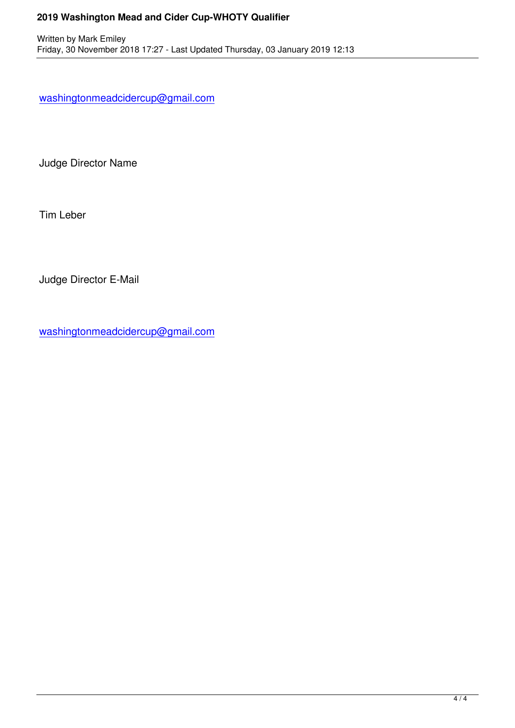washingtonmeadcidercup@gmail.com

Judge Director Name

Tim Leber

Judge Director E-Mail

washingtonmeadcidercup@gmail.com